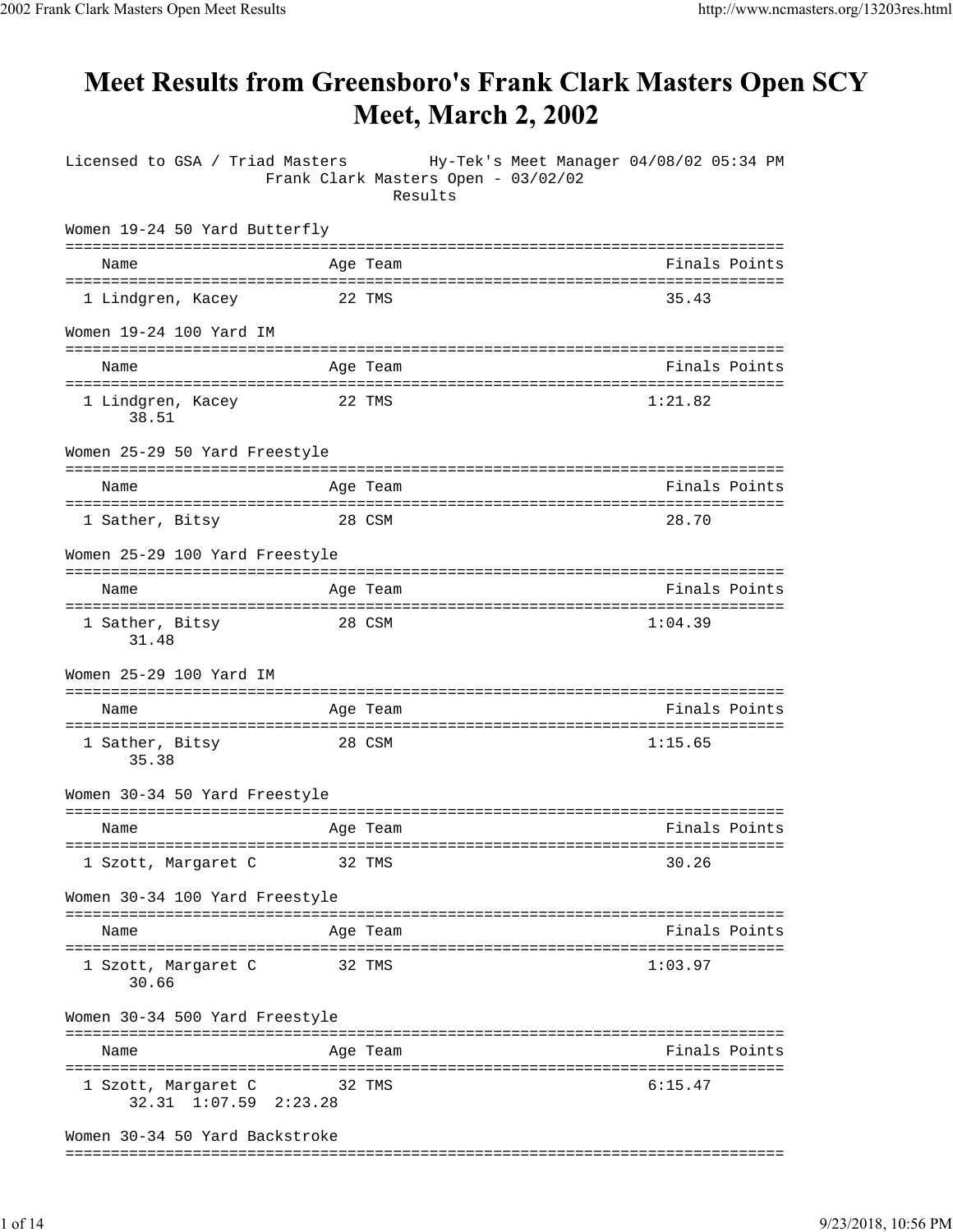# Meet Results from Greensboro's Frank Clark Masters Open SCY Meet, March 2, 2002

```
Licensed to GSA / Triad Masters         Hy-Tek's Meet Manager 04/08/02 05:34 PM
                      Frank Clark Masters Open - 03/02/02
                                    Results

Women 19-24 50 Yard Butterfly
===============================================================================
    Name                    Age Team                                 Finals Points
===============================================================================
  1 Lindgren, Kacey          22 TMS                                   35.43

Women 19-24 100 Yard IM
===============================================================================
    Name                    Age Team                                 Finals Points
===============================================================================
  1 Lindgren, Kacey          22 TMS                                 1:21.82
       38.51

Women 25-29 50 Yard Freestyle
===============================================================================
    Name                    Age Team                                 Finals Points
===============================================================================
  1 Sather, Bitsy            28 CSM                                   28.70

Women 25-29 100 Yard Freestyle
===============================================================================
    Name                    Age Team                                 Finals Points
===============================================================================
  1 Sather, Bitsy            28 CSM                                 1:04.39
       31.48

Women 25-29 100 Yard IM
===============================================================================
    Name                    Age Team                                 Finals Points
===============================================================================
  1 Sather, Bitsy            28 CSM                                 1:15.65
       35.38

Women 30-34 50 Yard Freestyle
===============================================================================
    Name                    Age Team                                 Finals Points
===============================================================================
  1 Szott, Margaret C        32 TMS                                   30.26

Women 30-34 100 Yard Freestyle
===============================================================================
    Name                    Age Team                                 Finals Points
===============================================================================
  1 Szott, Margaret C        32 TMS                                 1:03.97
       30.66

Women 30-34 500 Yard Freestyle
===============================================================================
    Name                    Age Team                                 Finals Points
===============================================================================
  1 Szott, Margaret C        32 TMS                                 6:15.47
       32.31  1:07.59  2:23.28

Women 30-34 50 Yard Backstroke
===============================================================================
```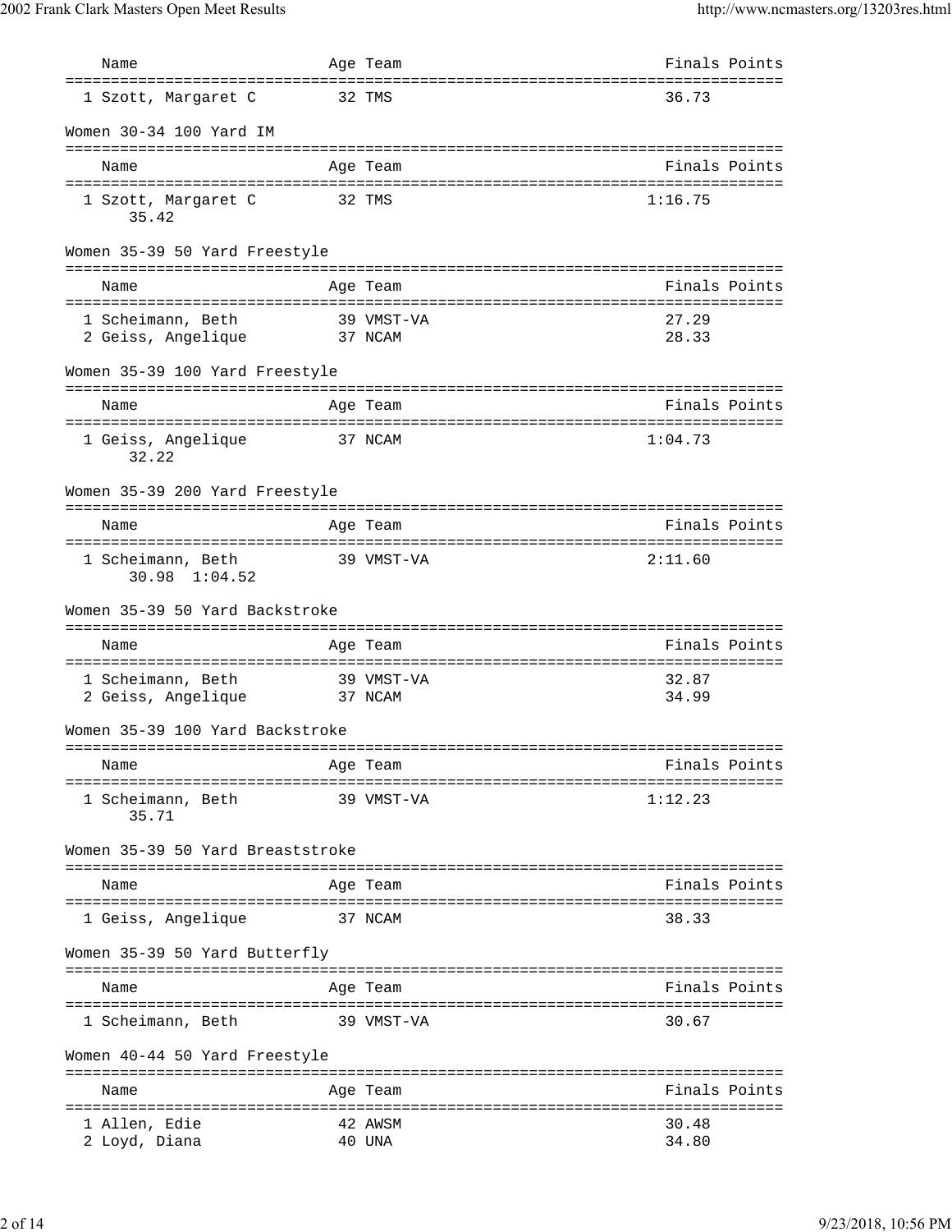| Name | Age | Team | Finals | Points |
|---|---|---|---|---|
| 1 Szott, Margaret C | 32 | TMS | 36.73 | |

### Women 30-34 100 Yard IM

| Name | Age | Team | Finals | Points |
|---|---|---|---|---|
| 1 Szott, Margaret C | 32 | TMS | 1:16.75 | |
| 35.42 | | | | |

### Women 35-39 50 Yard Freestyle

| Name | Age | Team | Finals | Points |
|---|---|---|---|---|
| 1 Scheimann, Beth | 39 | VMST-VA | 27.29 | |
| 2 Geiss, Angelique | 37 | NCAM | 28.33 | |

### Women 35-39 100 Yard Freestyle

| Name | Age | Team | Finals | Points |
|---|---|---|---|---|
| 1 Geiss, Angelique | 37 | NCAM | 1:04.73 | |
| 32.22 | | | | |

### Women 35-39 200 Yard Freestyle

| Name | Age | Team | Finals | Points |
|---|---|---|---|---|
| 1 Scheimann, Beth | 39 | VMST-VA | 2:11.60 | |
| 30.98 1:04.52 | | | | |

### Women 35-39 50 Yard Backstroke

| Name | Age | Team | Finals | Points |
|---|---|---|---|---|
| 1 Scheimann, Beth | 39 | VMST-VA | 32.87 | |
| 2 Geiss, Angelique | 37 | NCAM | 34.99 | |

### Women 35-39 100 Yard Backstroke

| Name | Age | Team | Finals | Points |
|---|---|---|---|---|
| 1 Scheimann, Beth | 39 | VMST-VA | 1:12.23 | |
| 35.71 | | | | |

### Women 35-39 50 Yard Breaststroke

| Name | Age | Team | Finals | Points |
|---|---|---|---|---|
| 1 Geiss, Angelique | 37 | NCAM | 38.33 | |

### Women 35-39 50 Yard Butterfly

| Name | Age | Team | Finals | Points |
|---|---|---|---|---|
| 1 Scheimann, Beth | 39 | VMST-VA | 30.67 | |

### Women 40-44 50 Yard Freestyle

| Name | Age | Team | Finals | Points |
|---|---|---|---|---|
| 1 Allen, Edie | 42 | AWSM | 30.48 | |
| 2 Loyd, Diana | 40 | UNA | 34.80 | |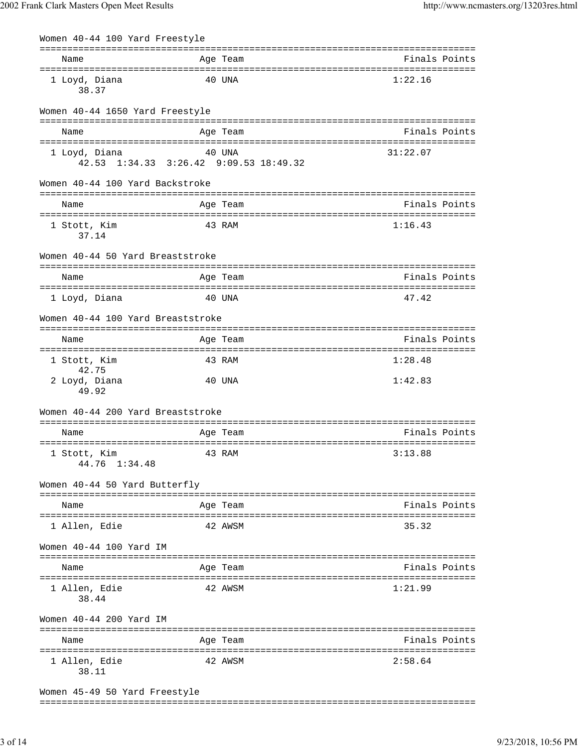### Women 40-44 100 Yard Freestyle

| Name | Age | Team | Finals | Points |
|---|---|---|---|---|
| 1 Loyd, Diana | 40 | UNA | 1:22.16 | |
| 38.37 | | | | |

### Women 40-44 1650 Yard Freestyle

| Name | Age | Team | Finals | Points |
|---|---|---|---|---|
| 1 Loyd, Diana | 40 | UNA | 31:22.07 | |
| 42.53 1:34.33 3:26.42 9:09.53 18:49.32 | | | | |

### Women 40-44 100 Yard Backstroke

| Name | Age | Team | Finals | Points |
|---|---|---|---|---|
| 1 Stott, Kim | 43 | RAM | 1:16.43 | |
| 37.14 | | | | |

### Women 40-44 50 Yard Breaststroke

| Name | Age | Team | Finals | Points |
|---|---|---|---|---|
| 1 Loyd, Diana | 40 | UNA | 47.42 | |

### Women 40-44 100 Yard Breaststroke

| Name | Age | Team | Finals | Points |
|---|---|---|---|---|
| 1 Stott, Kim | 43 | RAM | 1:28.48 | |
| 42.75 | | | | |
| 2 Loyd, Diana | 40 | UNA | 1:42.83 | |
| 49.92 | | | | |

### Women 40-44 200 Yard Breaststroke

| Name | Age | Team | Finals | Points |
|---|---|---|---|---|
| 1 Stott, Kim | 43 | RAM | 3:13.88 | |
| 44.76 1:34.48 | | | | |

### Women 40-44 50 Yard Butterfly

| Name | Age | Team | Finals | Points |
|---|---|---|---|---|
| 1 Allen, Edie | 42 | AWSM | 35.32 | |

### Women 40-44 100 Yard IM

| Name | Age | Team | Finals | Points |
|---|---|---|---|---|
| 1 Allen, Edie | 42 | AWSM | 1:21.99 | |
| 38.44 | | | | |

### Women 40-44 200 Yard IM

| Name | Age | Team | Finals | Points |
|---|---|---|---|---|
| 1 Allen, Edie | 42 | AWSM | 2:58.64 | |
| 38.11 | | | | |

### Women 45-49 50 Yard Freestyle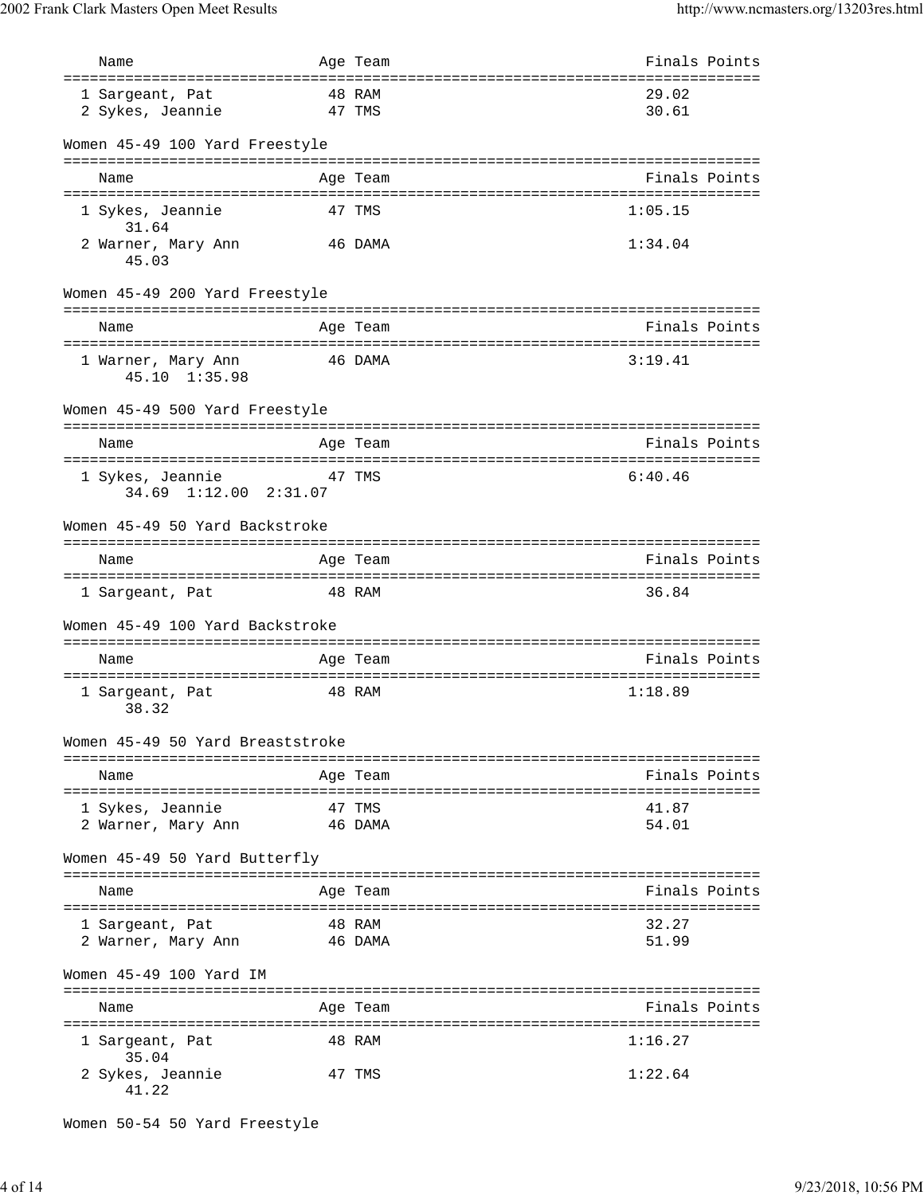| Name | Age | Team | Finals | Points |
|---|---|---|---|---|
| 1 Sargeant, Pat | 48 | RAM | 29.02 | |
| 2 Sykes, Jeannie | 47 | TMS | 30.61 | |

### Women 45-49 100 Yard Freestyle

| Name | Age | Team | Finals | Points |
|---|---|---|---|---|
| 1 Sykes, Jeannie | 47 | TMS | 1:05.15 | |
| 31.64 | | | | |
| 2 Warner, Mary Ann | 46 | DAMA | 1:34.04 | |
| 45.03 | | | | |

### Women 45-49 200 Yard Freestyle

| Name | Age | Team | Finals | Points |
|---|---|---|---|---|
| 1 Warner, Mary Ann | 46 | DAMA | 3:19.41 | |
| 45.10 1:35.98 | | | | |

### Women 45-49 500 Yard Freestyle

| Name | Age | Team | Finals | Points |
|---|---|---|---|---|
| 1 Sykes, Jeannie | 47 | TMS | 6:40.46 | |
| 34.69 1:12.00 2:31.07 | | | | |

### Women 45-49 50 Yard Backstroke

| Name | Age | Team | Finals | Points |
|---|---|---|---|---|
| 1 Sargeant, Pat | 48 | RAM | 36.84 | |

### Women 45-49 100 Yard Backstroke

| Name | Age | Team | Finals | Points |
|---|---|---|---|---|
| 1 Sargeant, Pat | 48 | RAM | 1:18.89 | |
| 38.32 | | | | |

### Women 45-49 50 Yard Breaststroke

| Name | Age | Team | Finals | Points |
|---|---|---|---|---|
| 1 Sykes, Jeannie | 47 | TMS | 41.87 | |
| 2 Warner, Mary Ann | 46 | DAMA | 54.01 | |

### Women 45-49 50 Yard Butterfly

| Name | Age | Team | Finals | Points |
|---|---|---|---|---|
| 1 Sargeant, Pat | 48 | RAM | 32.27 | |
| 2 Warner, Mary Ann | 46 | DAMA | 51.99 | |

### Women 45-49 100 Yard IM

| Name | Age | Team | Finals | Points |
|---|---|---|---|---|
| 1 Sargeant, Pat | 48 | RAM | 1:16.27 | |
| 35.04 | | | | |
| 2 Sykes, Jeannie | 47 | TMS | 1:22.64 | |
| 41.22 | | | | |

### Women 50-54 50 Yard Freestyle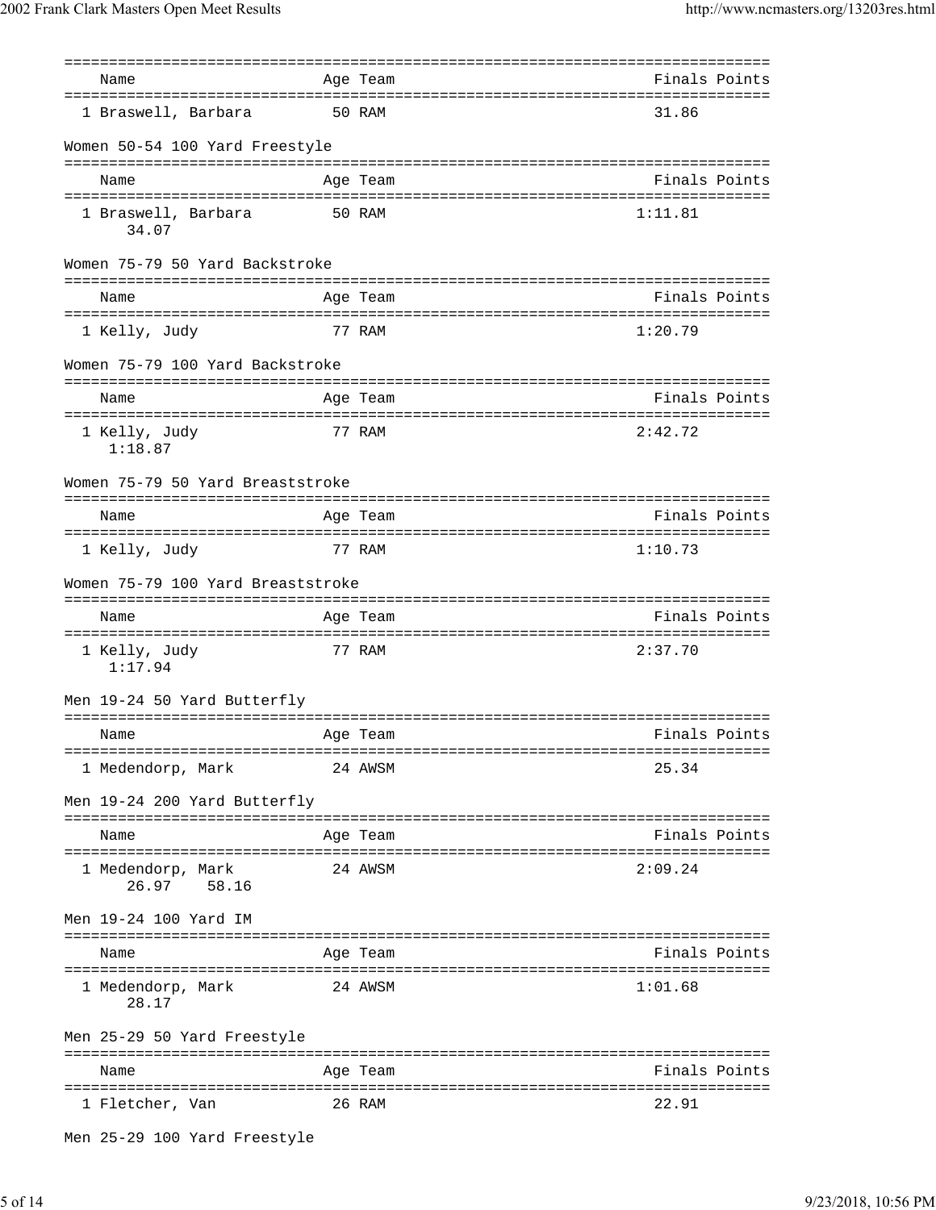| Name | Age | Team | Finals | Points |
|---|---|---|---|---|
| 1 Braswell, Barbara | 50 | RAM | 31.86 | |

Women 50-54 100 Yard Freestyle

| Name | Age | Team | Finals | Points |
|---|---|---|---|---|
| 1 Braswell, Barbara | 50 | RAM | 1:11.81 | |
| 34.07 | | | | |

Women 75-79 50 Yard Backstroke

| Name | Age | Team | Finals | Points |
|---|---|---|---|---|
| 1 Kelly, Judy | 77 | RAM | 1:20.79 | |

Women 75-79 100 Yard Backstroke

| Name | Age | Team | Finals | Points |
|---|---|---|---|---|
| 1 Kelly, Judy | 77 | RAM | 2:42.72 | |
| 1:18.87 | | | | |

Women 75-79 50 Yard Breaststroke

| Name | Age | Team | Finals | Points |
|---|---|---|---|---|
| 1 Kelly, Judy | 77 | RAM | 1:10.73 | |

Women 75-79 100 Yard Breaststroke

| Name | Age | Team | Finals | Points |
|---|---|---|---|---|
| 1 Kelly, Judy | 77 | RAM | 2:37.70 | |
| 1:17.94 | | | | |

Men 19-24 50 Yard Butterfly

| Name | Age | Team | Finals | Points |
|---|---|---|---|---|
| 1 Medendorp, Mark | 24 | AWSM | 25.34 | |

Men 19-24 200 Yard Butterfly

| Name | Age | Team | Finals | Points |
|---|---|---|---|---|
| 1 Medendorp, Mark | 24 | AWSM | 2:09.24 | |
| 26.97 58.16 | | | | |

Men 19-24 100 Yard IM

| Name | Age | Team | Finals | Points |
|---|---|---|---|---|
| 1 Medendorp, Mark | 24 | AWSM | 1:01.68 | |
| 28.17 | | | | |

Men 25-29 50 Yard Freestyle

| Name | Age | Team | Finals | Points |
|---|---|---|---|---|
| 1 Fletcher, Van | 26 | RAM | 22.91 | |

Men 25-29 100 Yard Freestyle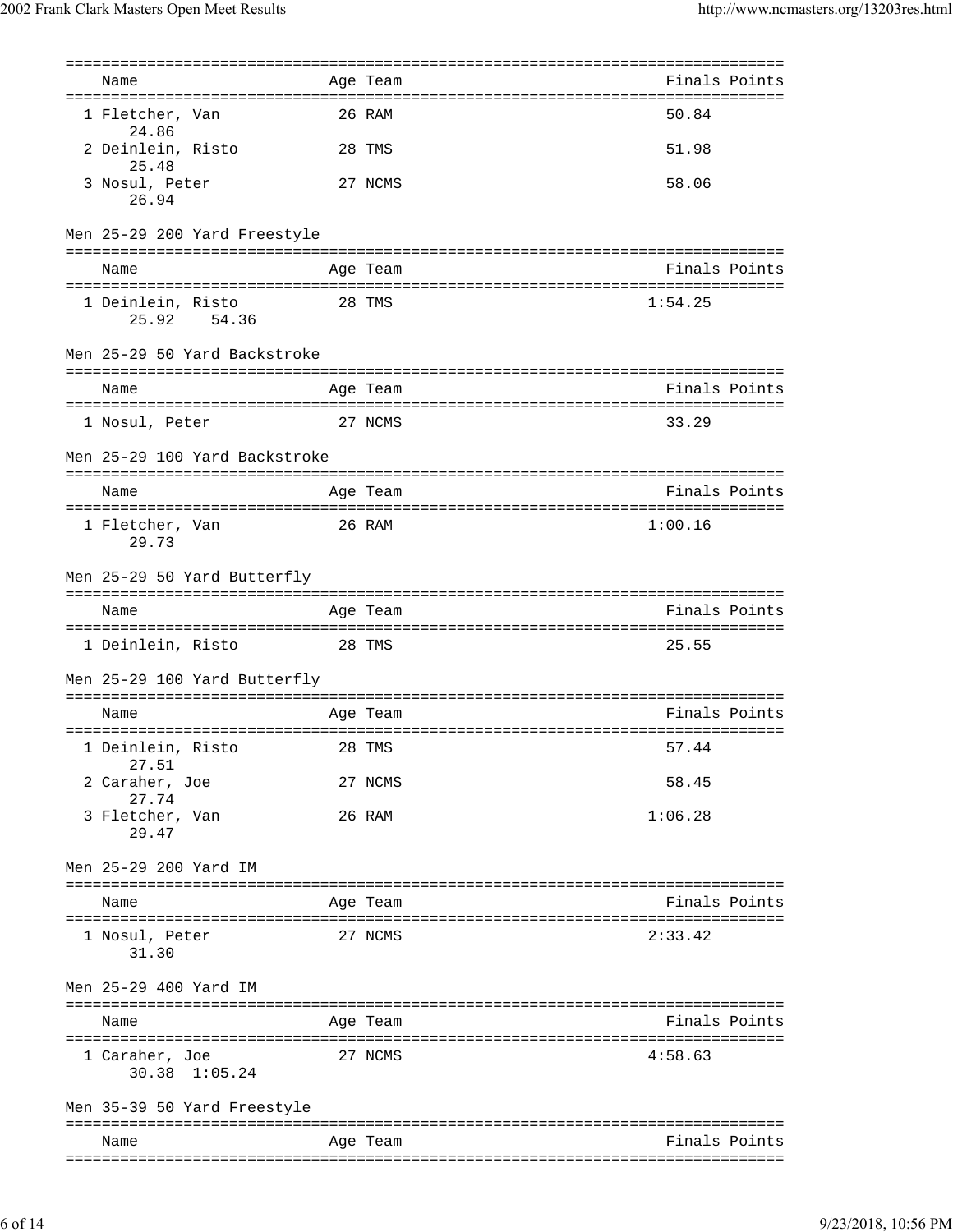| Name | Age | Team | Finals | Points |
|---|---|---|---|---|
| 1 Fletcher, Van | 26 | RAM | 50.84 | |
| 24.86 | | | | |
| 2 Deinlein, Risto | 28 | TMS | 51.98 | |
| 25.48 | | | | |
| 3 Nosul, Peter | 27 | NCMS | 58.06 | |
| 26.94 | | | | |

## Men 25-29 200 Yard Freestyle

| Name | Age | Team | Finals | Points |
|---|---|---|---|---|
| 1 Deinlein, Risto | 28 | TMS | 1:54.25 | |
| 25.92 54.36 | | | | |

## Men 25-29 50 Yard Backstroke

| Name | Age | Team | Finals | Points |
|---|---|---|---|---|
| 1 Nosul, Peter | 27 | NCMS | 33.29 | |

## Men 25-29 100 Yard Backstroke

| Name | Age | Team | Finals | Points |
|---|---|---|---|---|
| 1 Fletcher, Van | 26 | RAM | 1:00.16 | |
| 29.73 | | | | |

## Men 25-29 50 Yard Butterfly

| Name | Age | Team | Finals | Points |
|---|---|---|---|---|
| 1 Deinlein, Risto | 28 | TMS | 25.55 | |

## Men 25-29 100 Yard Butterfly

| Name | Age | Team | Finals | Points |
|---|---|---|---|---|
| 1 Deinlein, Risto | 28 | TMS | 57.44 | |
| 27.51 | | | | |
| 2 Caraher, Joe | 27 | NCMS | 58.45 | |
| 27.74 | | | | |
| 3 Fletcher, Van | 26 | RAM | 1:06.28 | |
| 29.47 | | | | |

## Men 25-29 200 Yard IM

| Name | Age | Team | Finals | Points |
|---|---|---|---|---|
| 1 Nosul, Peter | 27 | NCMS | 2:33.42 | |
| 31.30 | | | | |

## Men 25-29 400 Yard IM

| Name | Age | Team | Finals | Points |
|---|---|---|---|---|
| 1 Caraher, Joe | 27 | NCMS | 4:58.63 | |
| 30.38 1:05.24 | | | | |

## Men 35-39 50 Yard Freestyle

| Name | Age | Team | Finals | Points |
|---|---|---|---|---|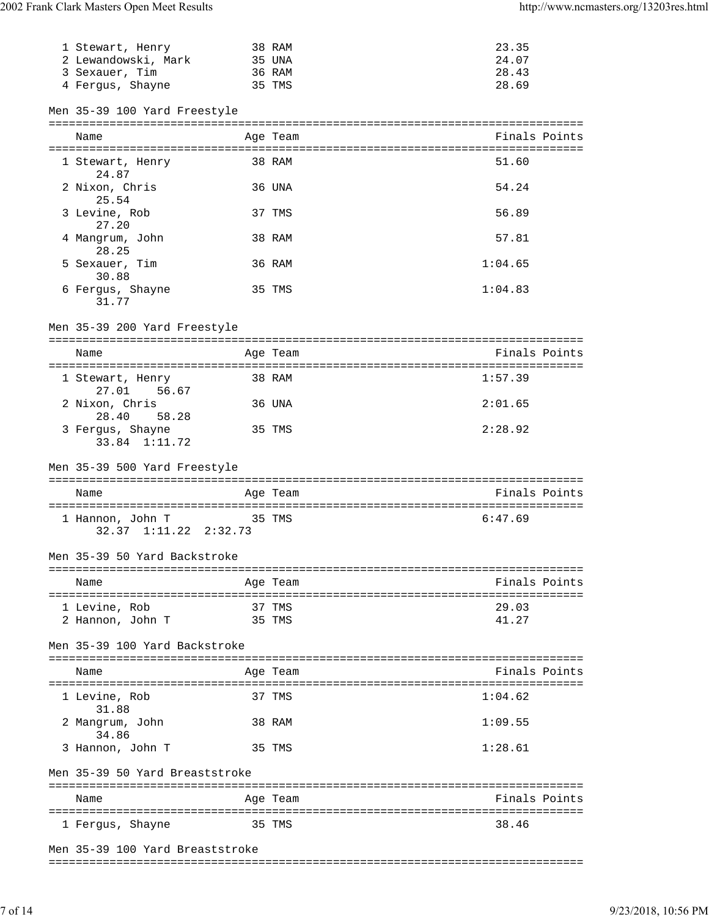| | Name | Age | Team | Finals | Points |
|---|---|---|---|---|---|
| 1 | Stewart, Henry | 38 | RAM | 23.35 | |
| 2 | Lewandowski, Mark | 35 | UNA | 24.07 | |
| 3 | Sexauer, Tim | 36 | RAM | 28.43 | |
| 4 | Fergus, Shayne | 35 | TMS | 28.69 | |

### Men 35-39 100 Yard Freestyle

| | Name | Age | Team | Finals | Points |
|---|---|---|---|---|---|
| 1 | Stewart, Henry | 38 | RAM | 51.60 | |
| | 24.87 | | | | |
| 2 | Nixon, Chris | 36 | UNA | 54.24 | |
| | 25.54 | | | | |
| 3 | Levine, Rob | 37 | TMS | 56.89 | |
| | 27.20 | | | | |
| 4 | Mangrum, John | 38 | RAM | 57.81 | |
| | 28.25 | | | | |
| 5 | Sexauer, Tim | 36 | RAM | 1:04.65 | |
| | 30.88 | | | | |
| 6 | Fergus, Shayne | 35 | TMS | 1:04.83 | |
| | 31.77 | | | | |

### Men 35-39 200 Yard Freestyle

| | Name | Age | Team | Finals | Points |
|---|---|---|---|---|---|
| 1 | Stewart, Henry | 38 | RAM | 1:57.39 | |
| | 27.01 56.67 | | | | |
| 2 | Nixon, Chris | 36 | UNA | 2:01.65 | |
| | 28.40 58.28 | | | | |
| 3 | Fergus, Shayne | 35 | TMS | 2:28.92 | |
| | 33.84 1:11.72 | | | | |

### Men 35-39 500 Yard Freestyle

| | Name | Age | Team | Finals | Points |
|---|---|---|---|---|---|
| 1 | Hannon, John T | 35 | TMS | 6:47.69 | |
| | 32.37 1:11.22 2:32.73 | | | | |

### Men 35-39 50 Yard Backstroke

| | Name | Age | Team | Finals | Points |
|---|---|---|---|---|---|
| 1 | Levine, Rob | 37 | TMS | 29.03 | |
| 2 | Hannon, John T | 35 | TMS | 41.27 | |

### Men 35-39 100 Yard Backstroke

| | Name | Age | Team | Finals | Points |
|---|---|---|---|---|---|
| 1 | Levine, Rob | 37 | TMS | 1:04.62 | |
| | 31.88 | | | | |
| 2 | Mangrum, John | 38 | RAM | 1:09.55 | |
| | 34.86 | | | | |
| 3 | Hannon, John T | 35 | TMS | 1:28.61 | |

### Men 35-39 50 Yard Breaststroke

| | Name | Age | Team | Finals | Points |
|---|---|---|---|---|---|
| 1 | Fergus, Shayne | 35 | TMS | 38.46 | |

### Men 35-39 100 Yard Breaststroke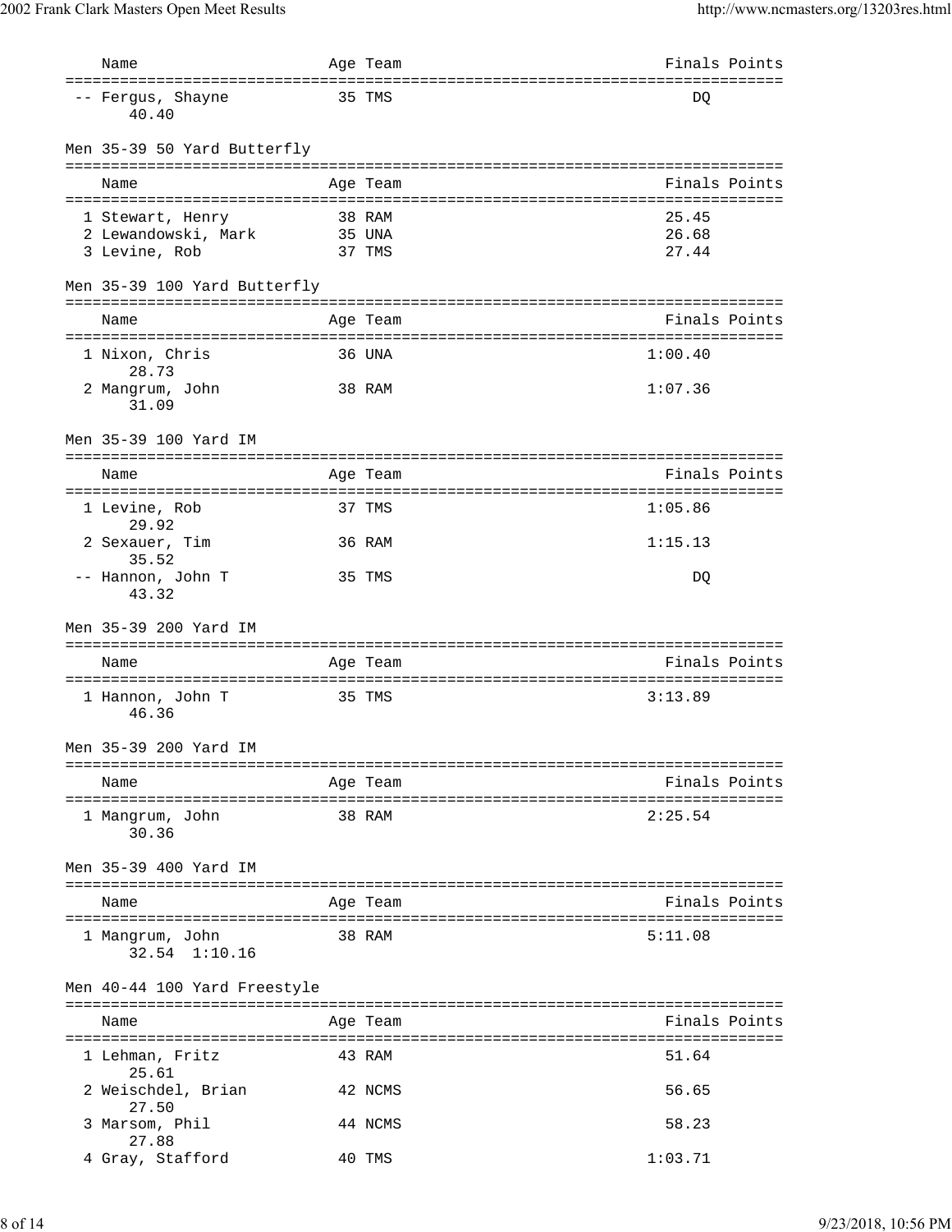| Name | Age | Team | Finals | Points |
|---|---|---|---|---|
| -- Fergus, Shayne | 35 | TMS | DQ | |
| 40.40 | | | | |

Men 35-39 50 Yard Butterfly

| Name | Age | Team | Finals | Points |
|---|---|---|---|---|
| 1 Stewart, Henry | 38 | RAM | 25.45 | |
| 2 Lewandowski, Mark | 35 | UNA | 26.68 | |
| 3 Levine, Rob | 37 | TMS | 27.44 | |

Men 35-39 100 Yard Butterfly

| Name | Age | Team | Finals | Points |
|---|---|---|---|---|
| 1 Nixon, Chris | 36 | UNA | 1:00.40 | |
| 28.73 | | | | |
| 2 Mangrum, John | 38 | RAM | 1:07.36 | |
| 31.09 | | | | |

Men 35-39 100 Yard IM

| Name | Age | Team | Finals | Points |
|---|---|---|---|---|
| 1 Levine, Rob | 37 | TMS | 1:05.86 | |
| 29.92 | | | | |
| 2 Sexauer, Tim | 36 | RAM | 1:15.13 | |
| 35.52 | | | | |
| -- Hannon, John T | 35 | TMS | DQ | |
| 43.32 | | | | |

Men 35-39 200 Yard IM

| Name | Age | Team | Finals | Points |
|---|---|---|---|---|
| 1 Hannon, John T | 35 | TMS | 3:13.89 | |
| 46.36 | | | | |

Men 35-39 200 Yard IM

| Name | Age | Team | Finals | Points |
|---|---|---|---|---|
| 1 Mangrum, John | 38 | RAM | 2:25.54 | |
| 30.36 | | | | |

Men 35-39 400 Yard IM

| Name | Age | Team | Finals | Points |
|---|---|---|---|---|
| 1 Mangrum, John | 38 | RAM | 5:11.08 | |
| 32.54 1:10.16 | | | | |

Men 40-44 100 Yard Freestyle

| Name | Age | Team | Finals | Points |
|---|---|---|---|---|
| 1 Lehman, Fritz | 43 | RAM | 51.64 | |
| 25.61 | | | | |
| 2 Weischdel, Brian | 42 | NCMS | 56.65 | |
| 27.50 | | | | |
| 3 Marsom, Phil | 44 | NCMS | 58.23 | |
| 27.88 | | | | |
| 4 Gray, Stafford | 40 | TMS | 1:03.71 | |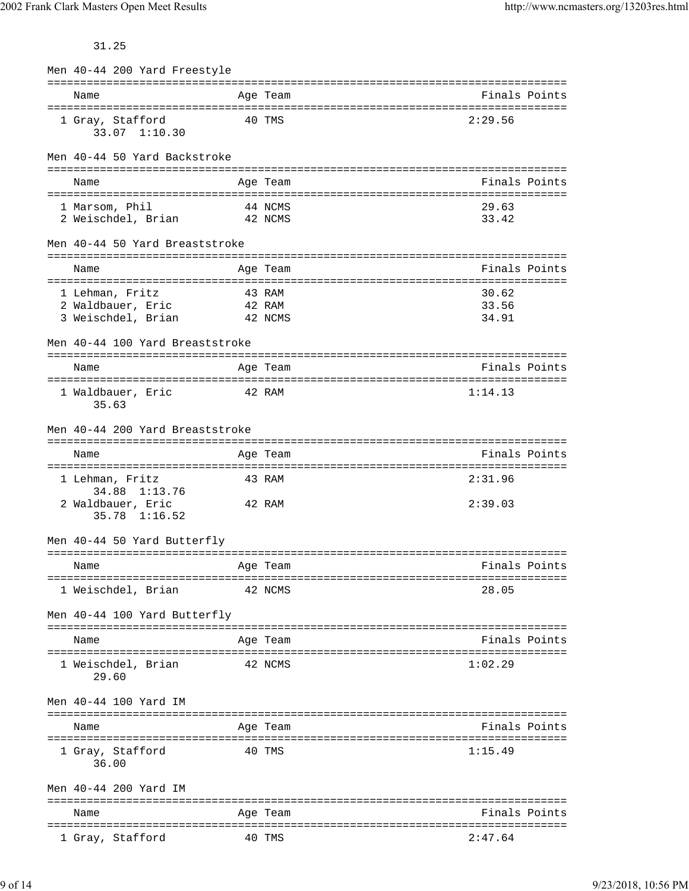31.25

### Men 40-44 200 Yard Freestyle

| Name | Age | Team | Finals | Points |
|---|---|---|---|---|
| 1 Gray, Stafford | 40 | TMS | 2:29.56 | |
| 33.07 1:10.30 | | | | |

### Men 40-44 50 Yard Backstroke

| Name | Age | Team | Finals | Points |
|---|---|---|---|---|
| 1 Marsom, Phil | 44 | NCMS | 29.63 | |
| 2 Weischdel, Brian | 42 | NCMS | 33.42 | |

### Men 40-44 50 Yard Breaststroke

| Name | Age | Team | Finals | Points |
|---|---|---|---|---|
| 1 Lehman, Fritz | 43 | RAM | 30.62 | |
| 2 Waldbauer, Eric | 42 | RAM | 33.56 | |
| 3 Weischdel, Brian | 42 | NCMS | 34.91 | |

### Men 40-44 100 Yard Breaststroke

| Name | Age | Team | Finals | Points |
|---|---|---|---|---|
| 1 Waldbauer, Eric | 42 | RAM | 1:14.13 | |
| 35.63 | | | | |

### Men 40-44 200 Yard Breaststroke

| Name | Age | Team | Finals | Points |
|---|---|---|---|---|
| 1 Lehman, Fritz | 43 | RAM | 2:31.96 | |
| 34.88 1:13.76 | | | | |
| 2 Waldbauer, Eric | 42 | RAM | 2:39.03 | |
| 35.78 1:16.52 | | | | |

### Men 40-44 50 Yard Butterfly

| Name | Age | Team | Finals | Points |
|---|---|---|---|---|
| 1 Weischdel, Brian | 42 | NCMS | 28.05 | |

### Men 40-44 100 Yard Butterfly

| Name | Age | Team | Finals | Points |
|---|---|---|---|---|
| 1 Weischdel, Brian | 42 | NCMS | 1:02.29 | |
| 29.60 | | | | |

### Men 40-44 100 Yard IM

| Name | Age | Team | Finals | Points |
|---|---|---|---|---|
| 1 Gray, Stafford | 40 | TMS | 1:15.49 | |
| 36.00 | | | | |

### Men 40-44 200 Yard IM

| Name | Age | Team | Finals | Points |
|---|---|---|---|---|
| 1 Gray, Stafford | 40 | TMS | 2:47.64 | |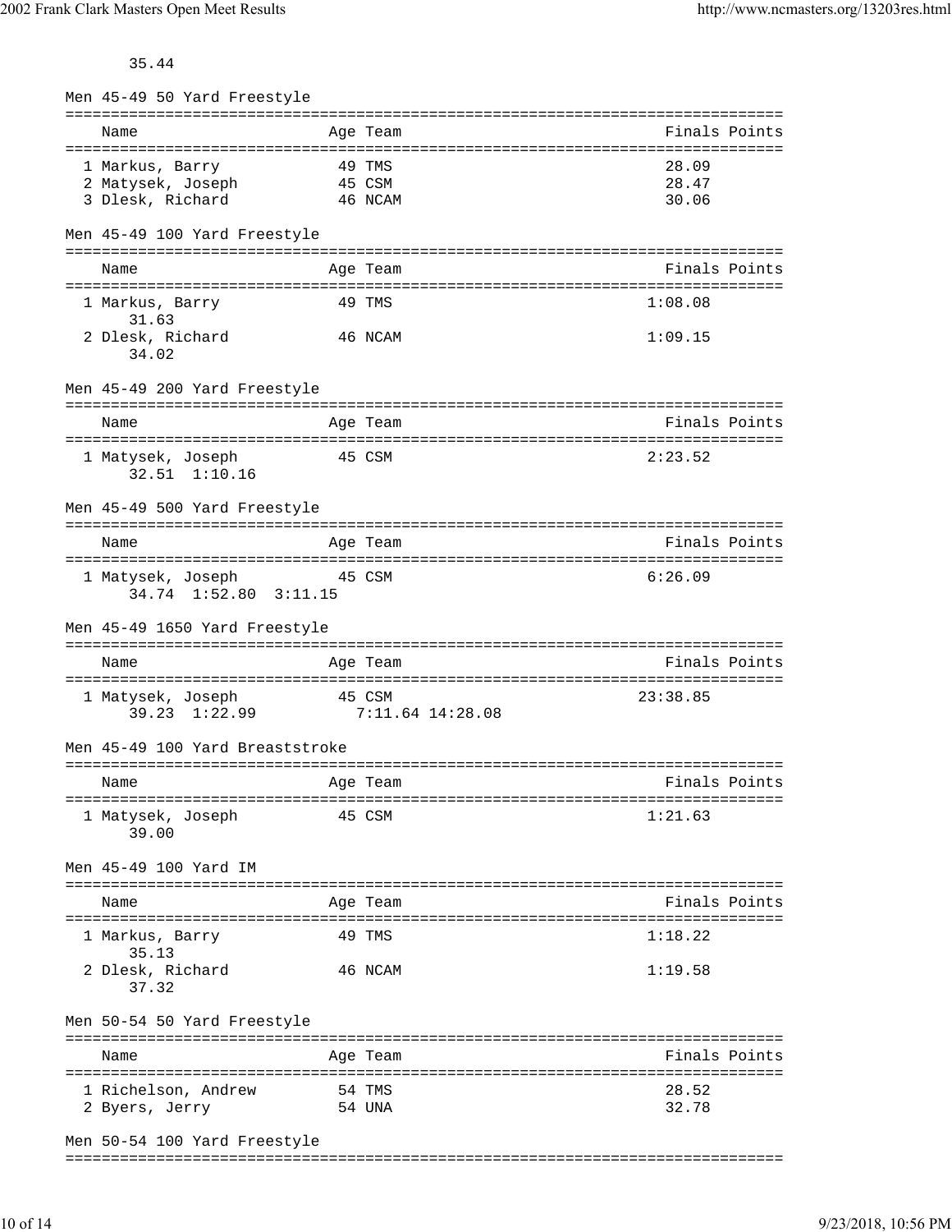35.44

### Men 45-49 50 Yard Freestyle

| | Name | Age | Team | Finals | Points |
|---|---|---|---|---|---|
| 1 | Markus, Barry | 49 | TMS | 28.09 | |
| 2 | Matysek, Joseph | 45 | CSM | 28.47 | |
| 3 | Dlesk, Richard | 46 | NCAM | 30.06 | |

### Men 45-49 100 Yard Freestyle

| | Name | Age | Team | Finals | Points |
|---|---|---|---|---|---|
| 1 | Markus, Barry | 49 | TMS | 1:08.08 | |
| | 31.63 | | | | |
| 2 | Dlesk, Richard | 46 | NCAM | 1:09.15 | |
| | 34.02 | | | | |

### Men 45-49 200 Yard Freestyle

| | Name | Age | Team | Finals | Points |
|---|---|---|---|---|---|
| 1 | Matysek, Joseph | 45 | CSM | 2:23.52 | |
| | 32.51 1:10.16 | | | | |

### Men 45-49 500 Yard Freestyle

| | Name | Age | Team | Finals | Points |
|---|---|---|---|---|---|
| 1 | Matysek, Joseph | 45 | CSM | 6:26.09 | |
| | 34.74 1:52.80 3:11.15 | | | | |

### Men 45-49 1650 Yard Freestyle

| | Name | Age | Team | Finals | Points |
|---|---|---|---|---|---|
| 1 | Matysek, Joseph | 45 | CSM | 23:38.85 | |
| | 39.23 1:22.99 7:11.64 14:28.08 | | | | |

### Men 45-49 100 Yard Breaststroke

| | Name | Age | Team | Finals | Points |
|---|---|---|---|---|---|
| 1 | Matysek, Joseph | 45 | CSM | 1:21.63 | |
| | 39.00 | | | | |

### Men 45-49 100 Yard IM

| | Name | Age | Team | Finals | Points |
|---|---|---|---|---|---|
| 1 | Markus, Barry | 49 | TMS | 1:18.22 | |
| | 35.13 | | | | |
| 2 | Dlesk, Richard | 46 | NCAM | 1:19.58 | |
| | 37.32 | | | | |

### Men 50-54 50 Yard Freestyle

| | Name | Age | Team | Finals | Points |
|---|---|---|---|---|---|
| 1 | Richelson, Andrew | 54 | TMS | 28.52 | |
| 2 | Byers, Jerry | 54 | UNA | 32.78 | |

### Men 50-54 100 Yard Freestyle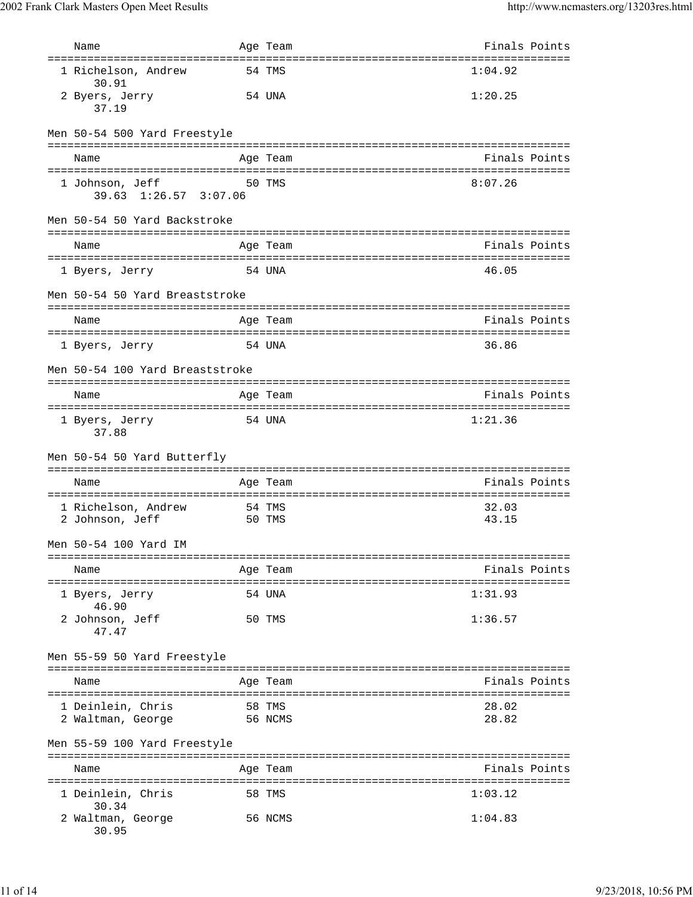| Name | Age | Team | Finals | Points |
|---|---|---|---|---|
| 1 Richelson, Andrew | 54 | TMS | 1:04.92 | |
| 30.91 | | | | |
| 2 Byers, Jerry | 54 | UNA | 1:20.25 | |
| 37.19 | | | | |

### Men 50-54 500 Yard Freestyle

| Name | Age | Team | Finals | Points |
|---|---|---|---|---|
| 1 Johnson, Jeff | 50 | TMS | 8:07.26 | |
| 39.63 1:26.57 3:07.06 | | | | |

### Men 50-54 50 Yard Backstroke

| Name | Age | Team | Finals | Points |
|---|---|---|---|---|
| 1 Byers, Jerry | 54 | UNA | 46.05 | |

### Men 50-54 50 Yard Breaststroke

| Name | Age | Team | Finals | Points |
|---|---|---|---|---|
| 1 Byers, Jerry | 54 | UNA | 36.86 | |

### Men 50-54 100 Yard Breaststroke

| Name | Age | Team | Finals | Points |
|---|---|---|---|---|
| 1 Byers, Jerry | 54 | UNA | 1:21.36 | |
| 37.88 | | | | |

### Men 50-54 50 Yard Butterfly

| Name | Age | Team | Finals | Points |
|---|---|---|---|---|
| 1 Richelson, Andrew | 54 | TMS | 32.03 | |
| 2 Johnson, Jeff | 50 | TMS | 43.15 | |

### Men 50-54 100 Yard IM

| Name | Age | Team | Finals | Points |
|---|---|---|---|---|
| 1 Byers, Jerry | 54 | UNA | 1:31.93 | |
| 46.90 | | | | |
| 2 Johnson, Jeff | 50 | TMS | 1:36.57 | |
| 47.47 | | | | |

### Men 55-59 50 Yard Freestyle

| Name | Age | Team | Finals | Points |
|---|---|---|---|---|
| 1 Deinlein, Chris | 58 | TMS | 28.02 | |
| 2 Waltman, George | 56 | NCMS | 28.82 | |

### Men 55-59 100 Yard Freestyle

| Name | Age | Team | Finals | Points |
|---|---|---|---|---|
| 1 Deinlein, Chris | 58 | TMS | 1:03.12 | |
| 30.34 | | | | |
| 2 Waltman, George | 56 | NCMS | 1:04.83 | |
| 30.95 | | | | |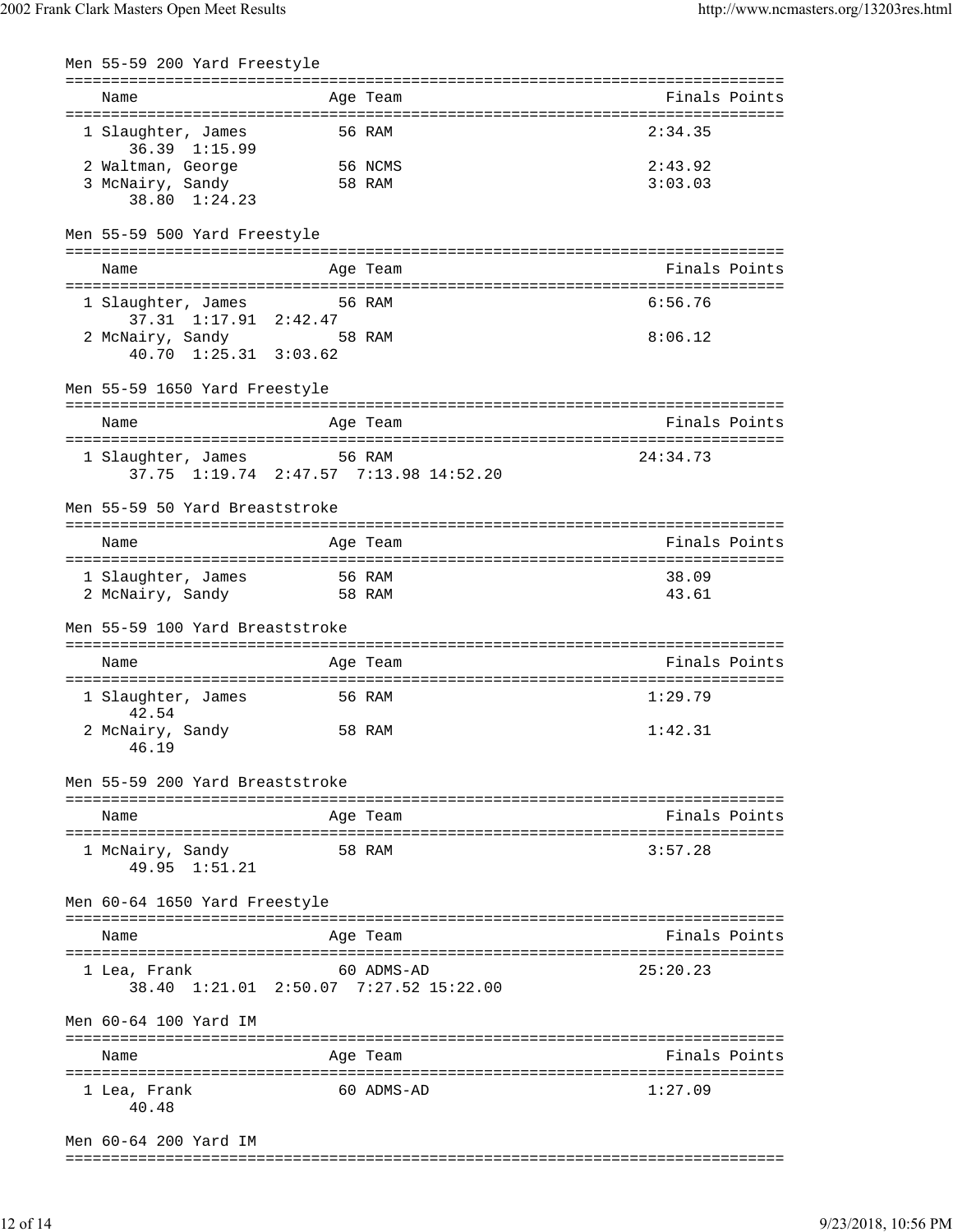## Men 55-59 200 Yard Freestyle

| | Name | Age | Team | Finals | Points |
|---|---|---|---|---|---|
| 1 | Slaughter, James | 56 | RAM | 2:34.35 | |
| | 36.39 1:15.99 | | | | |
| 2 | Waltman, George | 56 | NCMS | 2:43.92 | |
| 3 | McNairy, Sandy | 58 | RAM | 3:03.03 | |
| | 38.80 1:24.23 | | | | |

## Men 55-59 500 Yard Freestyle

| | Name | Age | Team | Finals | Points |
|---|---|---|---|---|---|
| 1 | Slaughter, James | 56 | RAM | 6:56.76 | |
| | 37.31 1:17.91 2:42.47 | | | | |
| 2 | McNairy, Sandy | 58 | RAM | 8:06.12 | |
| | 40.70 1:25.31 3:03.62 | | | | |

## Men 55-59 1650 Yard Freestyle

| | Name | Age | Team | Finals | Points |
|---|---|---|---|---|---|
| 1 | Slaughter, James | 56 | RAM | 24:34.73 | |
| | 37.75 1:19.74 2:47.57 7:13.98 14:52.20 | | | | |

## Men 55-59 50 Yard Breaststroke

| | Name | Age | Team | Finals | Points |
|---|---|---|---|---|---|
| 1 | Slaughter, James | 56 | RAM | 38.09 | |
| 2 | McNairy, Sandy | 58 | RAM | 43.61 | |

## Men 55-59 100 Yard Breaststroke

| | Name | Age | Team | Finals | Points |
|---|---|---|---|---|---|
| 1 | Slaughter, James | 56 | RAM | 1:29.79 | |
| | 42.54 | | | | |
| 2 | McNairy, Sandy | 58 | RAM | 1:42.31 | |
| | 46.19 | | | | |

## Men 55-59 200 Yard Breaststroke

| | Name | Age | Team | Finals | Points |
|---|---|---|---|---|---|
| 1 | McNairy, Sandy | 58 | RAM | 3:57.28 | |
| | 49.95 1:51.21 | | | | |

## Men 60-64 1650 Yard Freestyle

| | Name | Age | Team | Finals | Points |
|---|---|---|---|---|---|
| 1 | Lea, Frank | 60 | ADMS-AD | 25:20.23 | |
| | 38.40 1:21.01 2:50.07 7:27.52 15:22.00 | | | | |

## Men 60-64 100 Yard IM

| | Name | Age | Team | Finals | Points |
|---|---|---|---|---|---|
| 1 | Lea, Frank | 60 | ADMS-AD | 1:27.09 | |
| | 40.48 | | | | |

## Men 60-64 200 Yard IM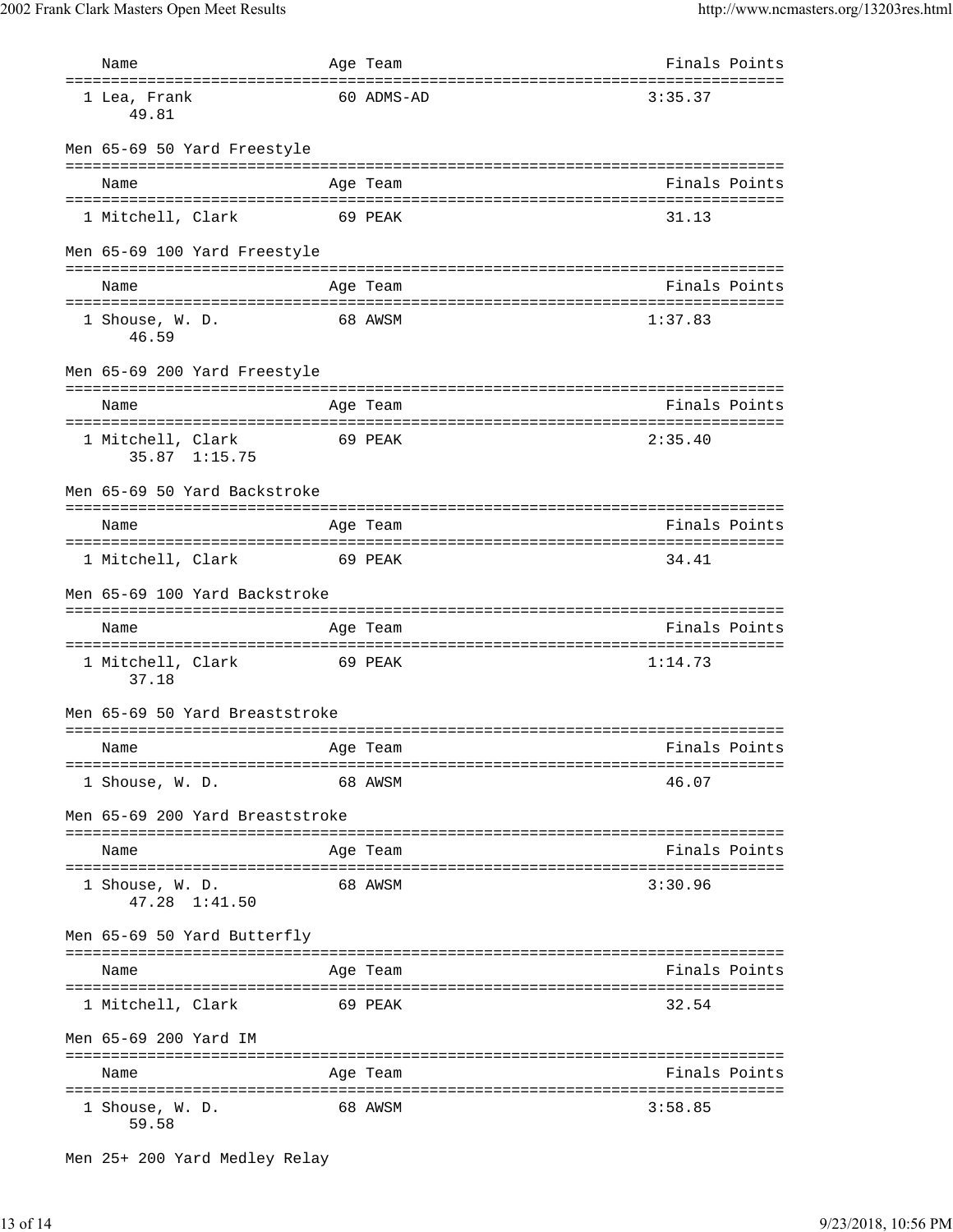| Name | Age | Team | Finals | Points |
|---|---|---|---|---|
| 1 Lea, Frank | 60 | ADMS-AD | 3:35.37 | |
| 49.81 | | | | |

### Men 65-69 50 Yard Freestyle

| Name | Age | Team | Finals | Points |
|---|---|---|---|---|
| 1 Mitchell, Clark | 69 | PEAK | 31.13 | |

### Men 65-69 100 Yard Freestyle

| Name | Age | Team | Finals | Points |
|---|---|---|---|---|
| 1 Shouse, W. D. | 68 | AWSM | 1:37.83 | |
| 46.59 | | | | |

### Men 65-69 200 Yard Freestyle

| Name | Age | Team | Finals | Points |
|---|---|---|---|---|
| 1 Mitchell, Clark | 69 | PEAK | 2:35.40 | |
| 35.87 1:15.75 | | | | |

### Men 65-69 50 Yard Backstroke

| Name | Age | Team | Finals | Points |
|---|---|---|---|---|
| 1 Mitchell, Clark | 69 | PEAK | 34.41 | |

### Men 65-69 100 Yard Backstroke

| Name | Age | Team | Finals | Points |
|---|---|---|---|---|
| 1 Mitchell, Clark | 69 | PEAK | 1:14.73 | |
| 37.18 | | | | |

### Men 65-69 50 Yard Breaststroke

| Name | Age | Team | Finals | Points |
|---|---|---|---|---|
| 1 Shouse, W. D. | 68 | AWSM | 46.07 | |

### Men 65-69 200 Yard Breaststroke

| Name | Age | Team | Finals | Points |
|---|---|---|---|---|
| 1 Shouse, W. D. | 68 | AWSM | 3:30.96 | |
| 47.28 1:41.50 | | | | |

### Men 65-69 50 Yard Butterfly

| Name | Age | Team | Finals | Points |
|---|---|---|---|---|
| 1 Mitchell, Clark | 69 | PEAK | 32.54 | |

### Men 65-69 200 Yard IM

| Name | Age | Team | Finals | Points |
|---|---|---|---|---|
| 1 Shouse, W. D. | 68 | AWSM | 3:58.85 | |
| 59.58 | | | | |

### Men 25+ 200 Yard Medley Relay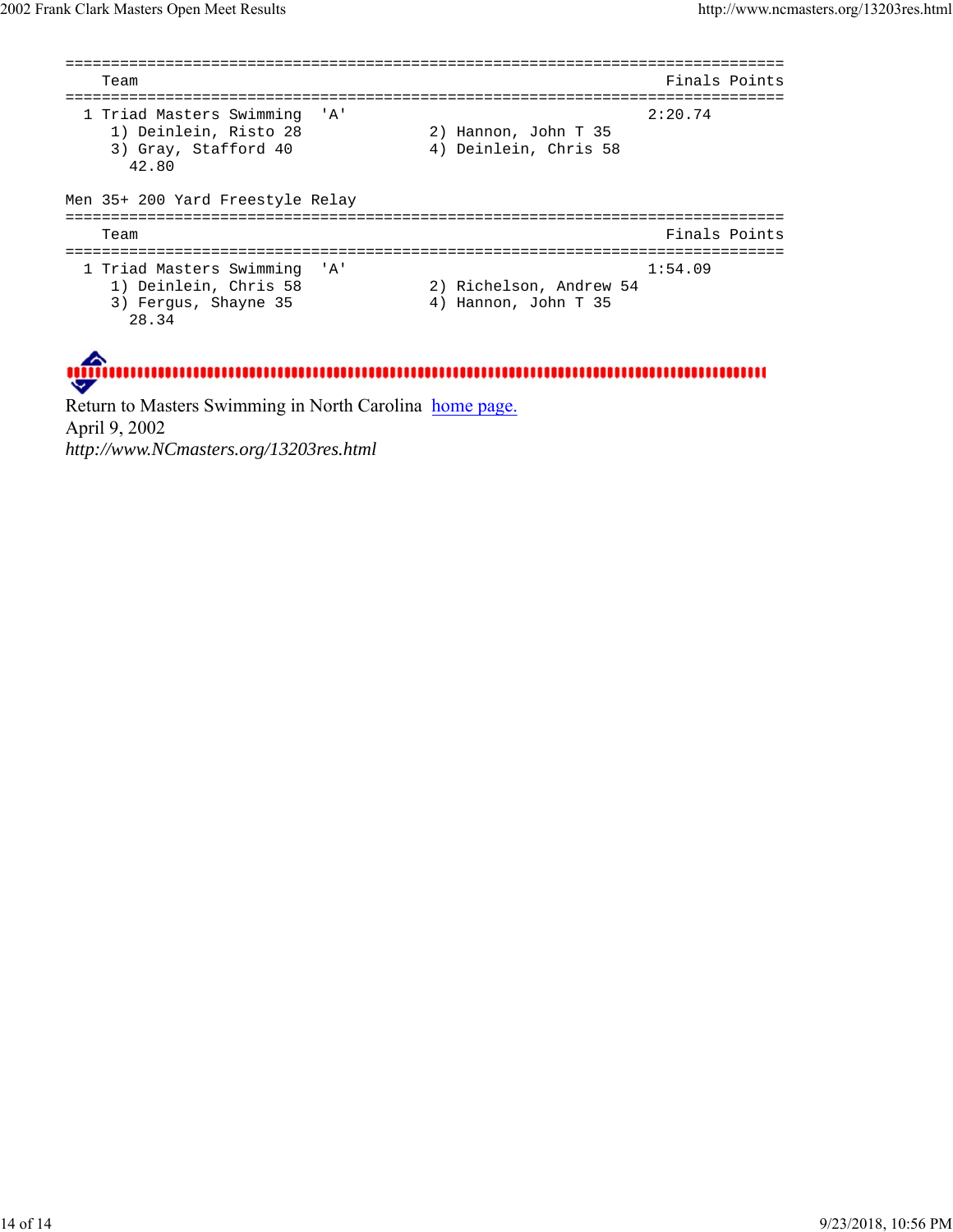```
===============================================================================
    Team                                                          Finals Points
===============================================================================
  1 Triad Masters Swimming  'A'                                  2:20.74
     1) Deinlein, Risto 28             2) Hannon, John T 35
     3) Gray, Stafford 40              4) Deinlein, Chris 58
       42.80

Men 35+ 200 Yard Freestyle Relay
===============================================================================
    Team                                                          Finals Points
===============================================================================
  1 Triad Masters Swimming  'A'                                  1:54.09
     1) Deinlein, Chris 58             2) Richelson, Andrew 54
     3) Fergus, Shayne 35              4) Hannon, John T 35
       28.34
```

Return to Masters Swimming in North Carolina home page.
April 9, 2002
*http://www.NCmasters.org/13203res.html*